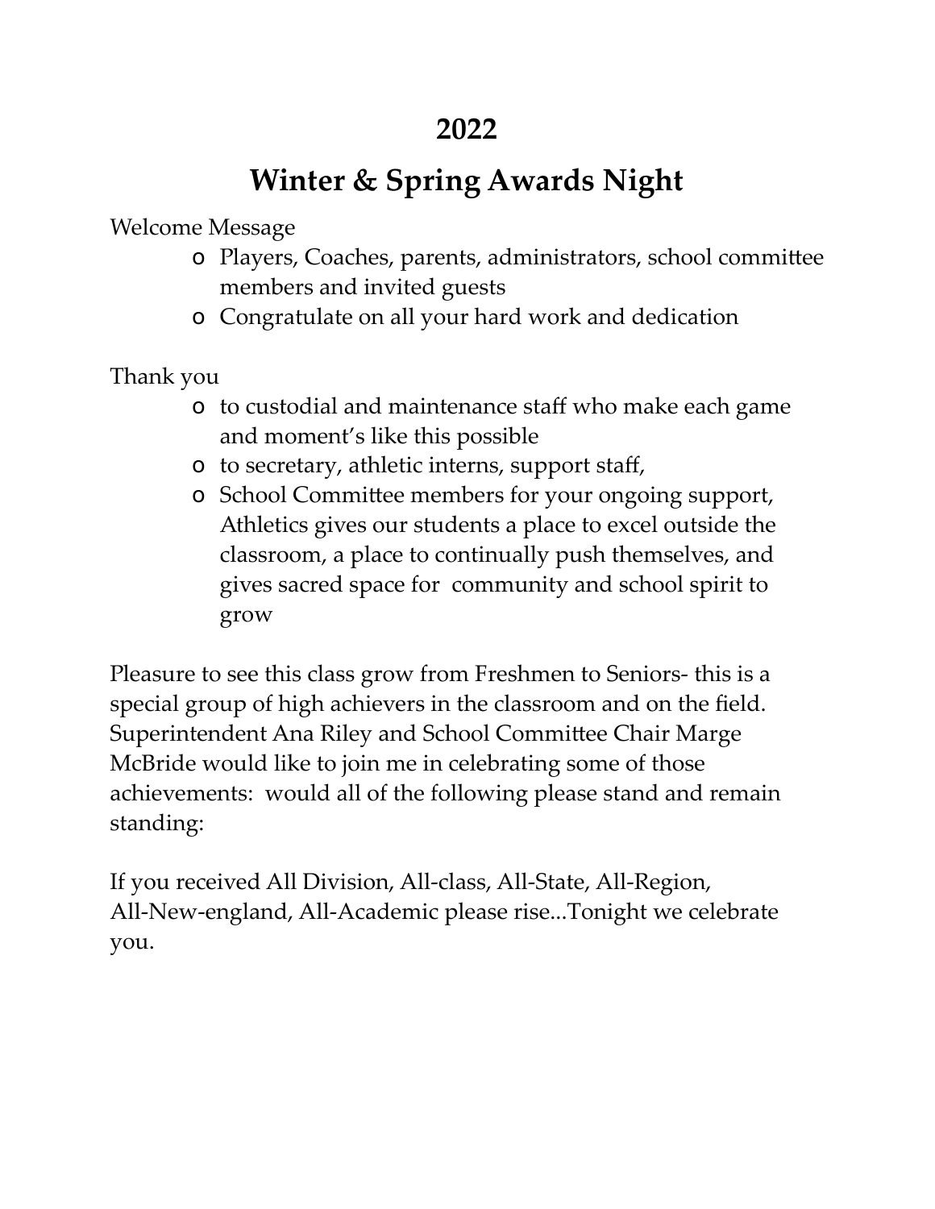# 2022

# Winter & Spring Awards Night

Welcome Message

- Players, Coaches, parents, administrators, school committee members and invited guests
- Congratulate on all your hard work and dedication

Thank you

- to custodial and maintenance staff who make each game and moment's like this possible
- to secretary, athletic interns, support staff,
- School Committee members for your ongoing support, Athletics gives our students a place to excel outside the classroom, a place to continually push themselves, and gives sacred space for community and school spirit to grow

Pleasure to see this class grow from Freshmen to Seniors- this is a special group of high achievers in the classroom and on the field. Superintendent Ana Riley and School Committee Chair Marge McBride would like to join me in celebrating some of those achievements: would all of the following please stand and remain standing:

If you received All Division, All-class, All-State, All-Region, All-New-england, All-Academic please rise...Tonight we celebrate you.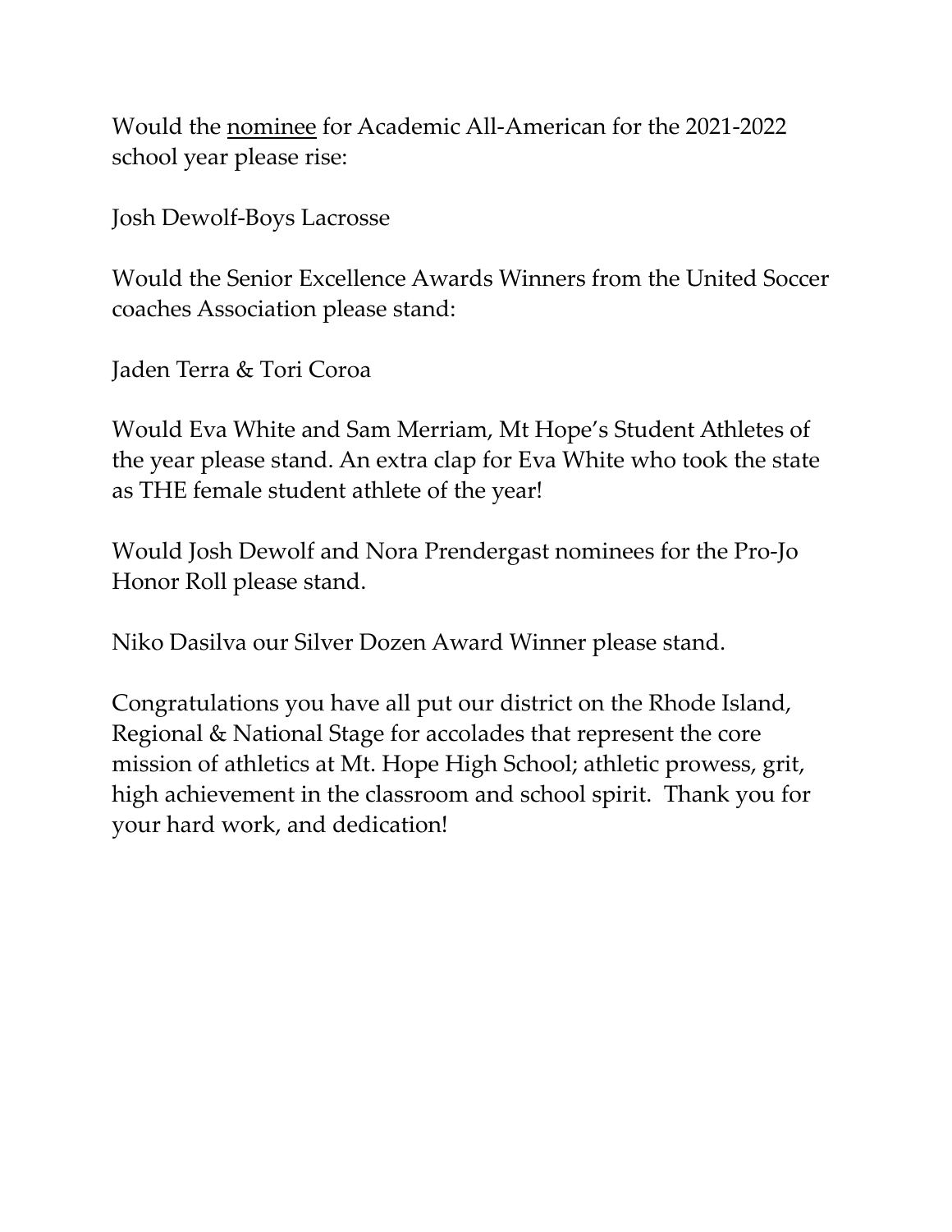Would the <u>nominee</u> for Academic All-American for the 2021-2022 school year please rise:

Josh Dewolf-Boys Lacrosse

Would the Senior Excellence Awards Winners from the United Soccer coaches Association please stand:

Jaden Terra & Tori Coroa

Would Eva White and Sam Merriam, Mt Hope's Student Athletes of the year please stand. An extra clap for Eva White who took the state as THE female student athlete of the year!

Would Josh Dewolf and Nora Prendergast nominees for the Pro-Jo Honor Roll please stand.

Niko Dasilva our Silver Dozen Award Winner please stand.

Congratulations you have all put our district on the Rhode Island, Regional & National Stage for accolades that represent the core mission of athletics at Mt. Hope High School; athletic prowess, grit, high achievement in the classroom and school spirit. Thank you for your hard work, and dedication!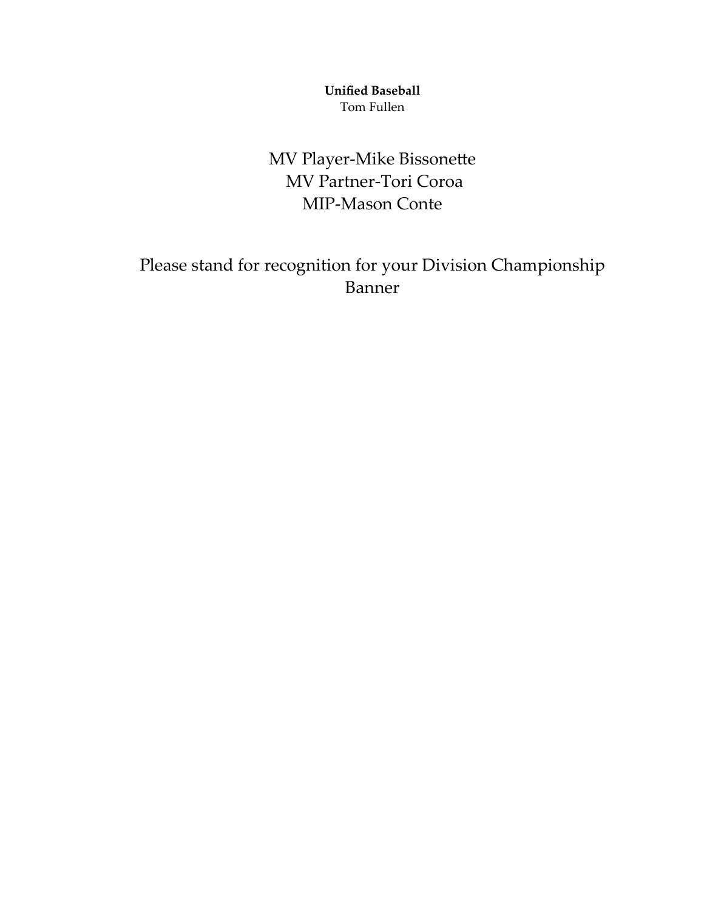**Unified Baseball**
Tom Fullen

MV Player-Mike Bissonette
MV Partner-Tori Coroa
MIP-Mason Conte

Please stand for recognition for your Division Championship Banner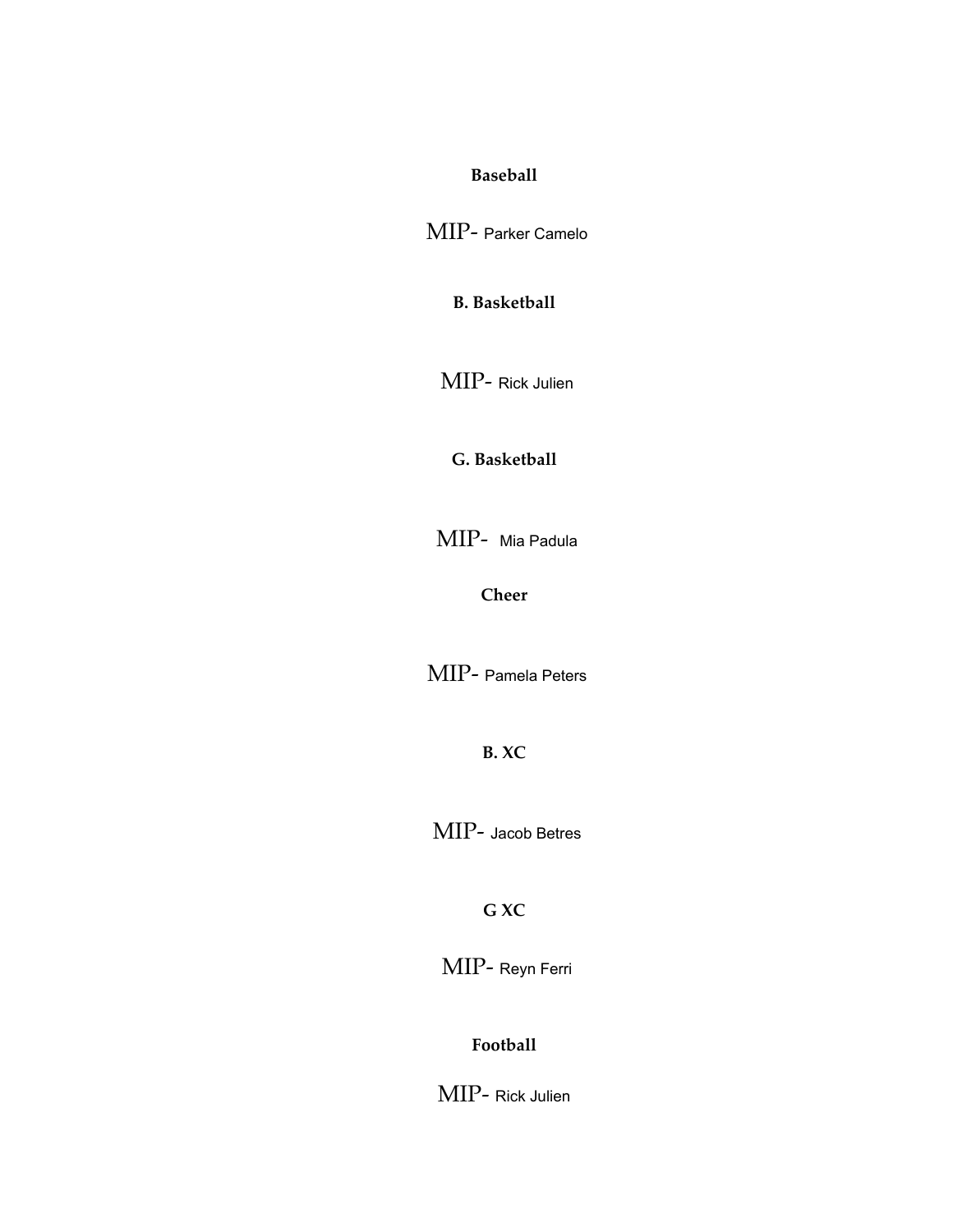**Baseball**

MIP- Parker Camelo

**B. Basketball**

MIP- Rick Julien

**G. Basketball**

MIP- Mia Padula

**Cheer**

MIP- Pamela Peters

**B. XC**

MIP- Jacob Betres

**G XC**

MIP- Reyn Ferri

**Football**

MIP- Rick Julien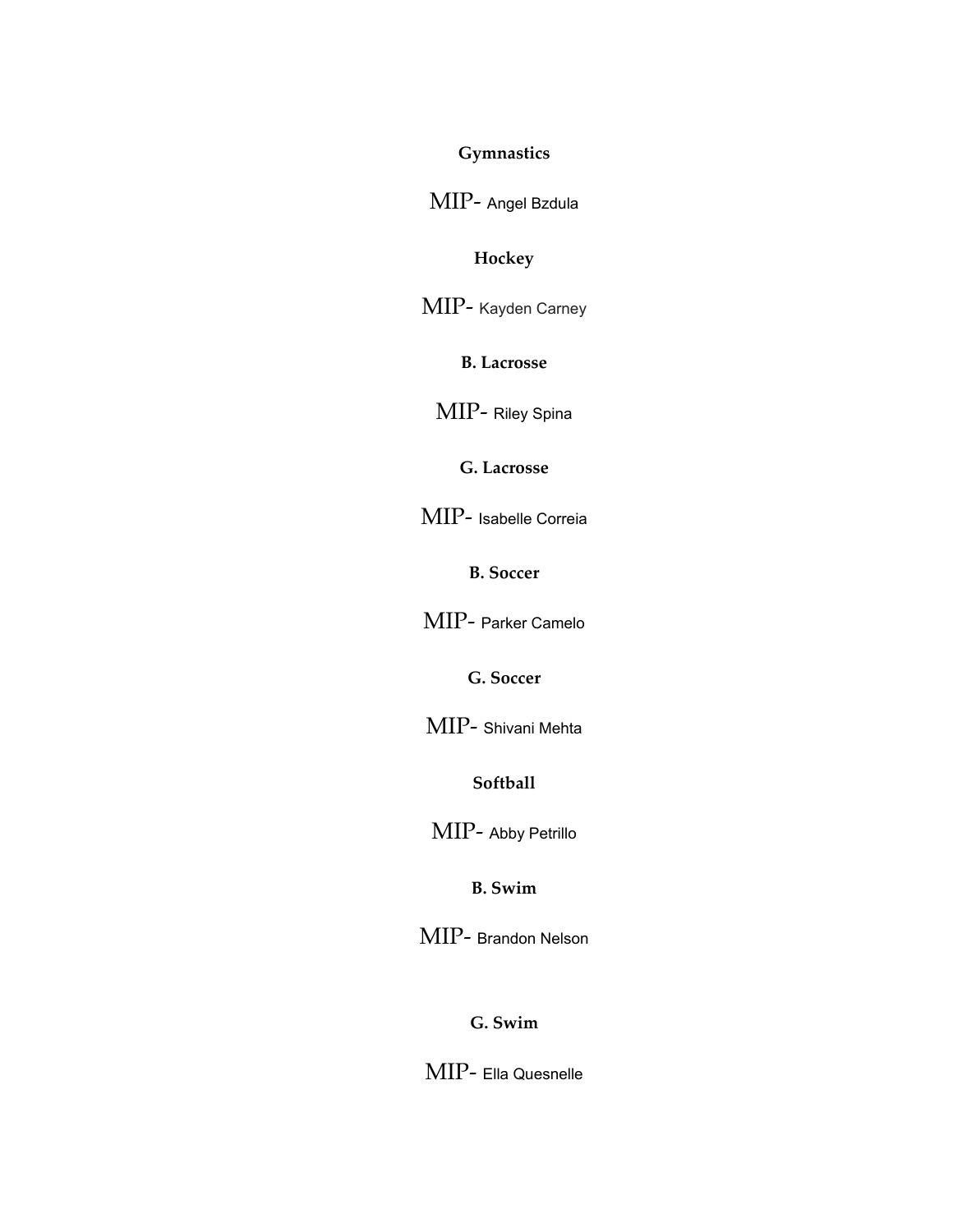**Gymnastics**

MIP- Angel Bzdula

**Hockey**

MIP- Kayden Carney

**B. Lacrosse**

MIP- Riley Spina

**G. Lacrosse**

MIP- Isabelle Correia

**B. Soccer**

MIP- Parker Camelo

**G. Soccer**

MIP- Shivani Mehta

**Softball**

MIP- Abby Petrillo

**B. Swim**

MIP- Brandon Nelson

**G. Swim**

MIP- Ella Quesnelle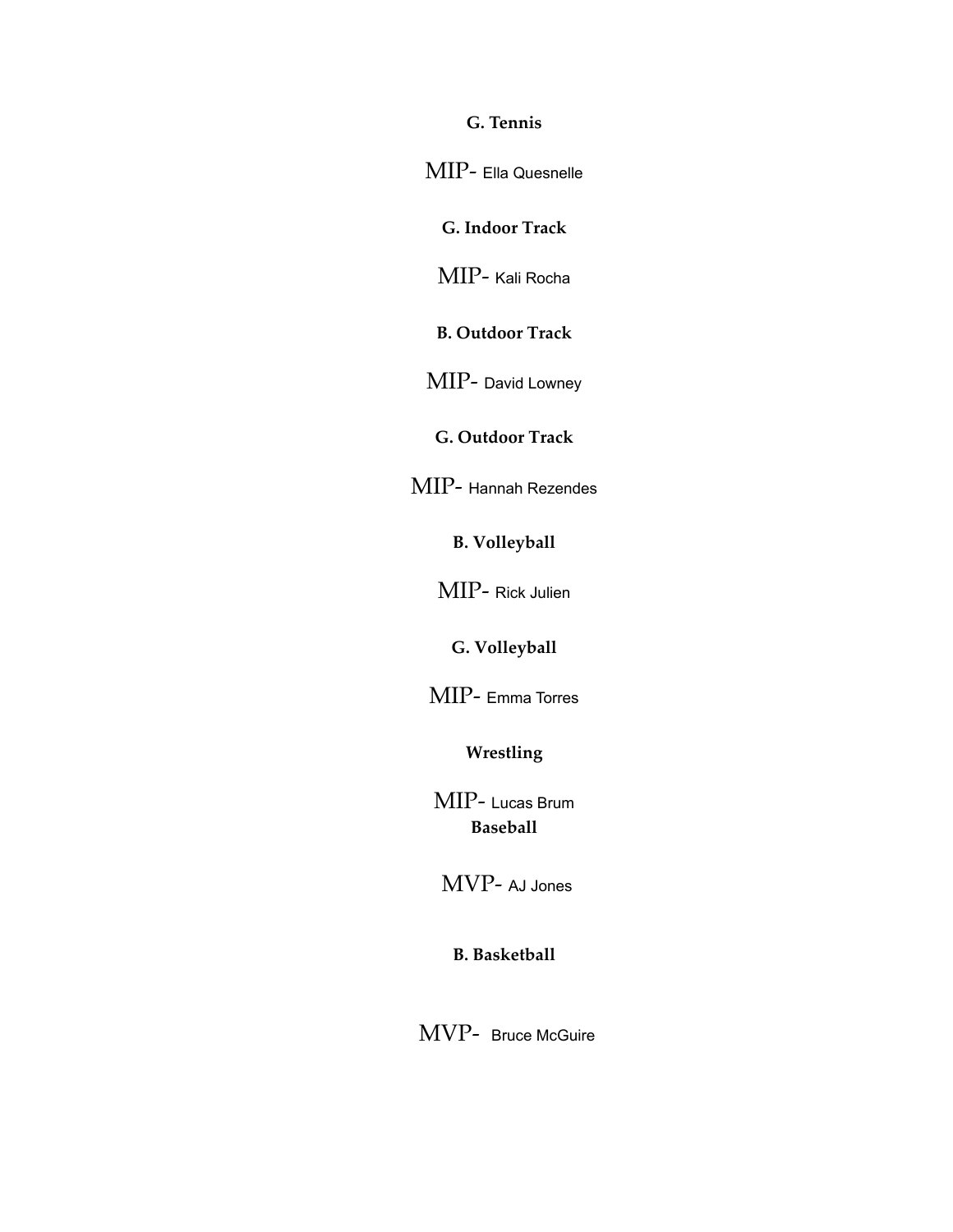**G. Tennis**

MIP- Ella Quesnelle

**G. Indoor Track**

MIP- Kali Rocha

**B. Outdoor Track**

MIP- David Lowney

**G. Outdoor Track**

MIP- Hannah Rezendes

**B. Volleyball**

MIP- Rick Julien

**G. Volleyball**

MIP- Emma Torres

**Wrestling**

MIP- Lucas Brum

**Baseball**

MVP- AJ Jones

**B. Basketball**

MVP- Bruce McGuire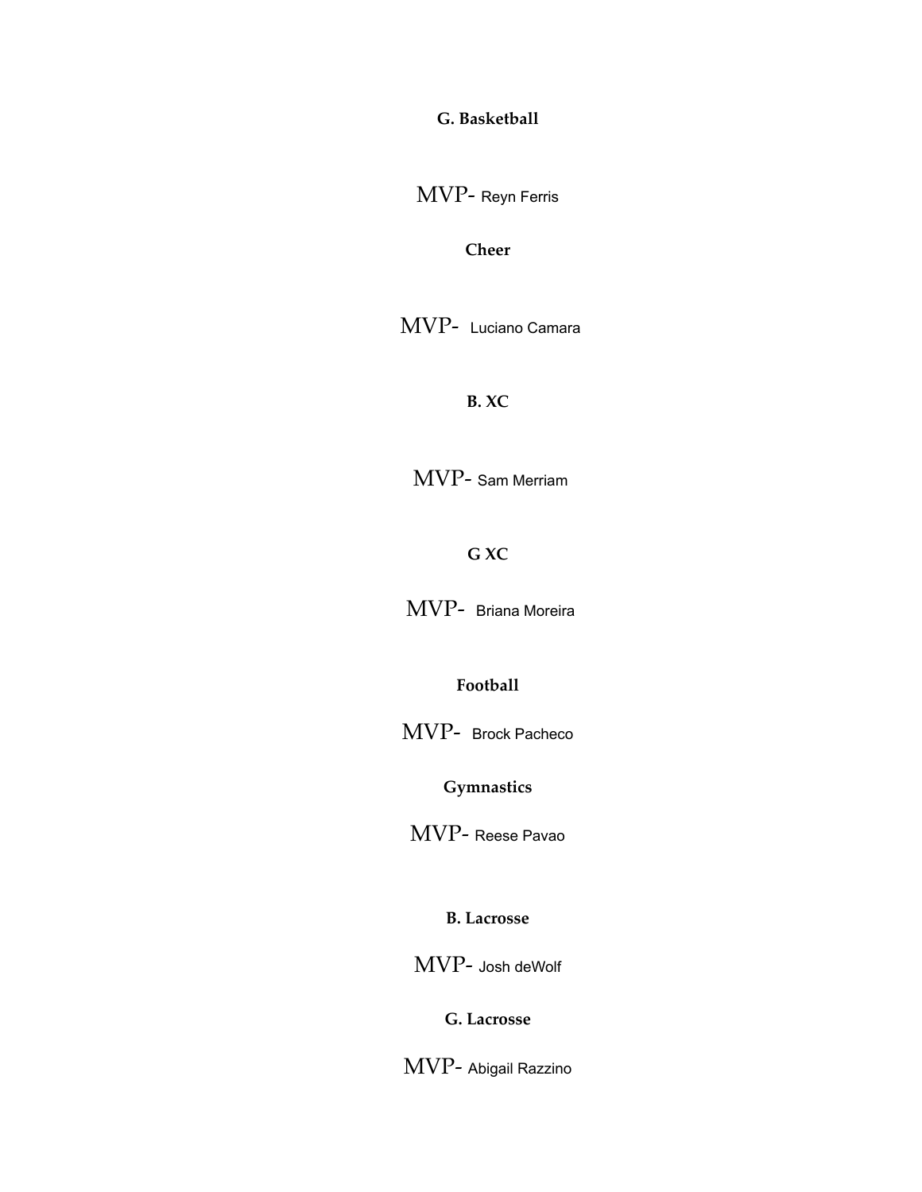**G. Basketball**

MVP- Reyn Ferris

**Cheer**

MVP- Luciano Camara

**B. XC**

MVP- Sam Merriam

**G XC**

MVP- Briana Moreira

**Football**

MVP- Brock Pacheco

**Gymnastics**

MVP- Reese Pavao

**B. Lacrosse**

MVP- Josh deWolf

**G. Lacrosse**

MVP- Abigail Razzino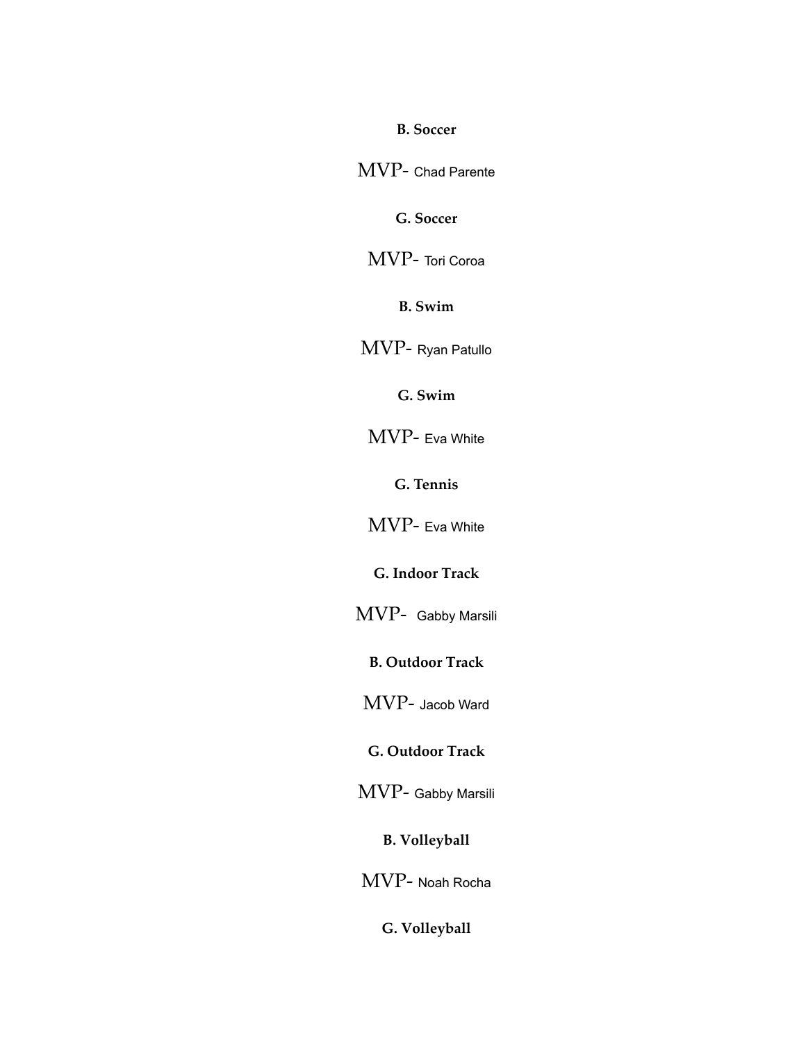**B. Soccer**

MVP- Chad Parente

**G. Soccer**

MVP- Tori Coroa

**B. Swim**

MVP- Ryan Patullo

**G. Swim**

MVP- Eva White

**G. Tennis**

MVP- Eva White

**G. Indoor Track**

MVP- Gabby Marsili

**B. Outdoor Track**

MVP- Jacob Ward

**G. Outdoor Track**

MVP- Gabby Marsili

**B. Volleyball**

MVP- Noah Rocha

**G. Volleyball**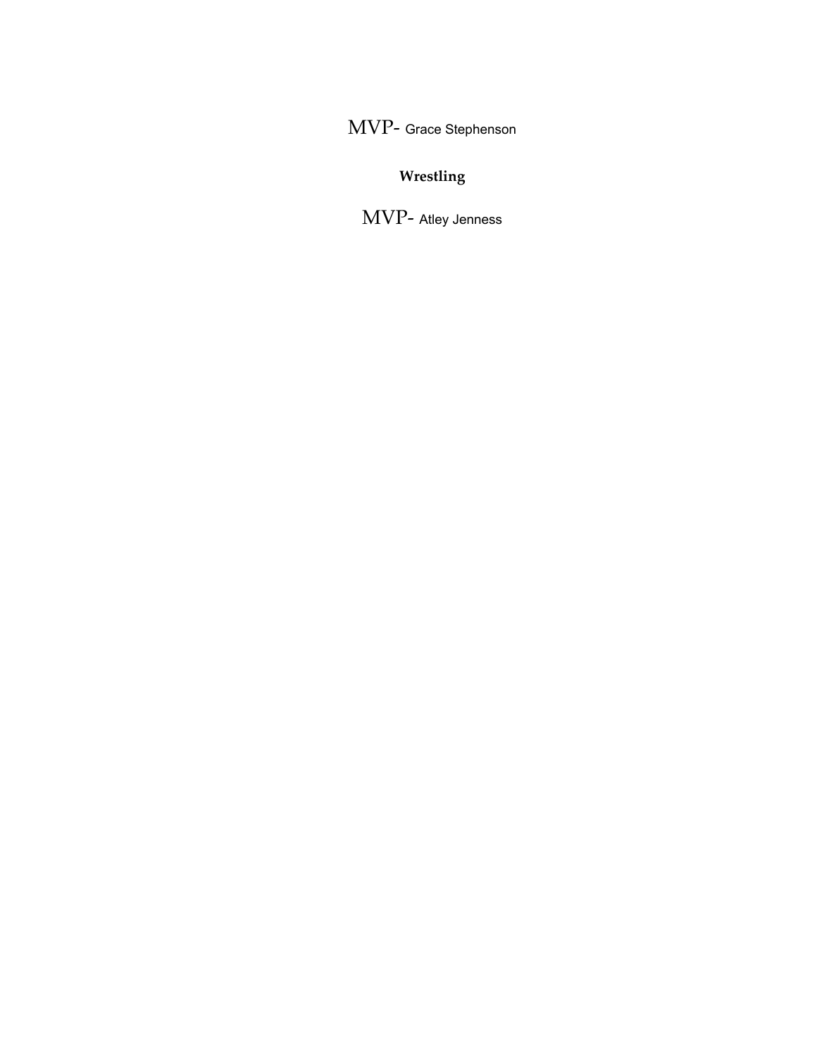MVP- Grace Stephenson

**Wrestling**

MVP- Atley Jenness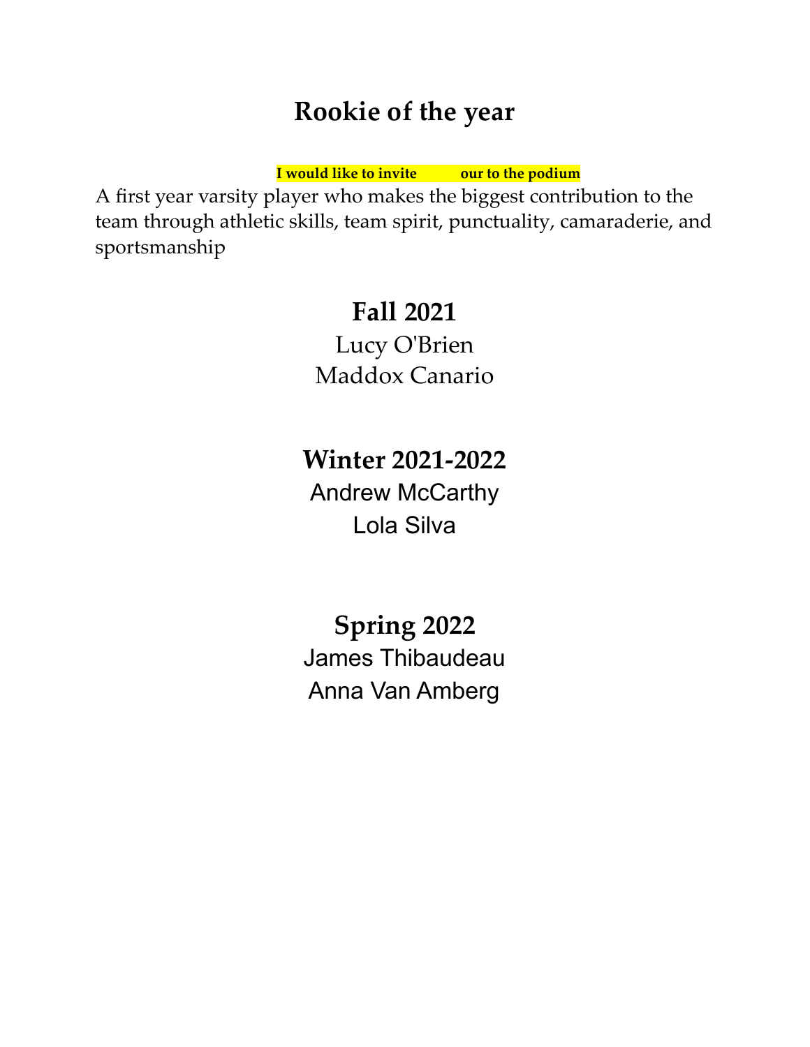# Rookie of the year

**I would like to invite our to the podium**

A first year varsity player who makes the biggest contribution to the team through athletic skills, team spirit, punctuality, camaraderie, and sportsmanship

## Fall 2021

Lucy O'Brien

Maddox Canario

## Winter 2021-2022

Andrew McCarthy

Lola Silva

## Spring 2022

James Thibaudeau

Anna Van Amberg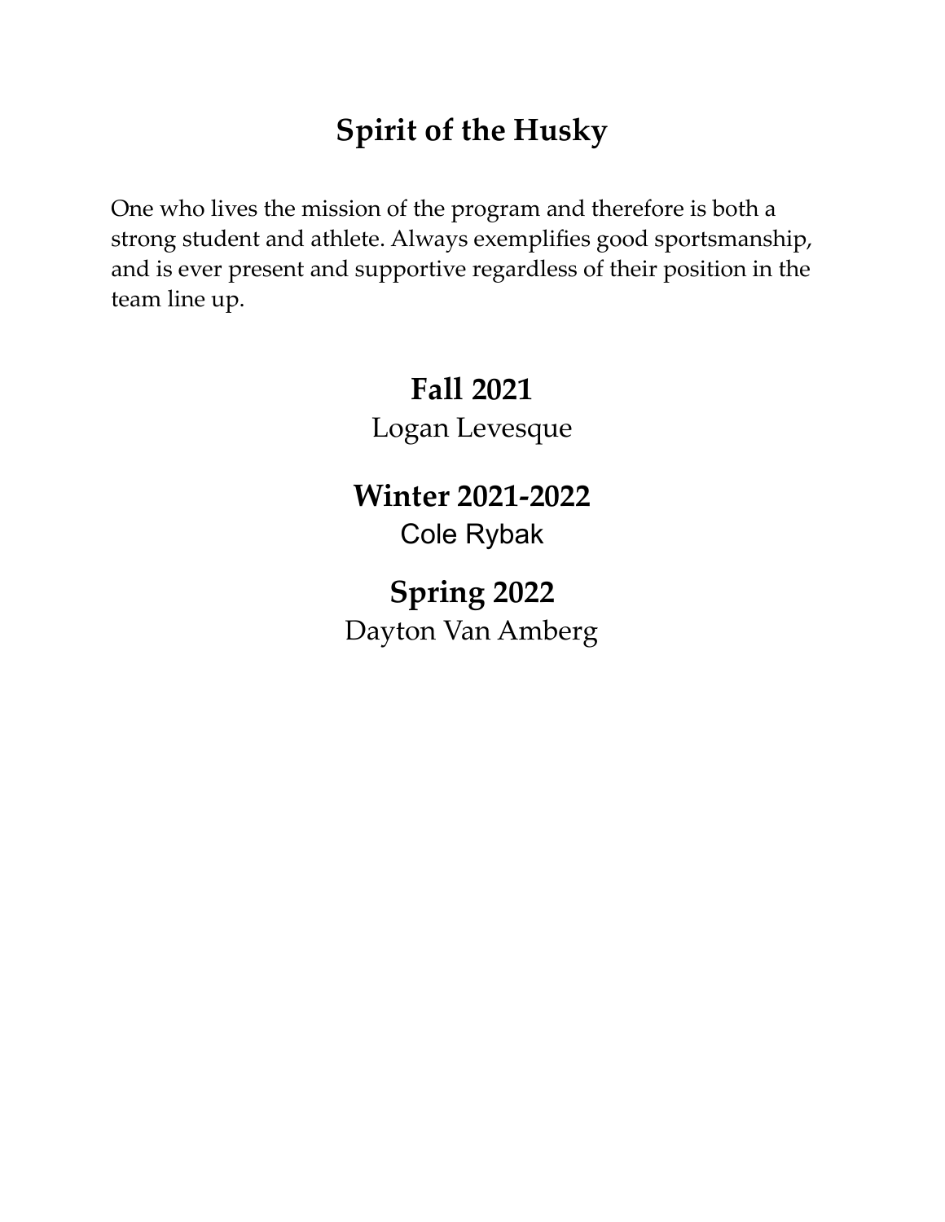# Spirit of the Husky

One who lives the mission of the program and therefore is both a strong student and athlete. Always exemplifies good sportsmanship, and is ever present and supportive regardless of their position in the team line up.

## Fall 2021

Logan Levesque

## Winter 2021-2022

Cole Rybak

## Spring 2022

Dayton Van Amberg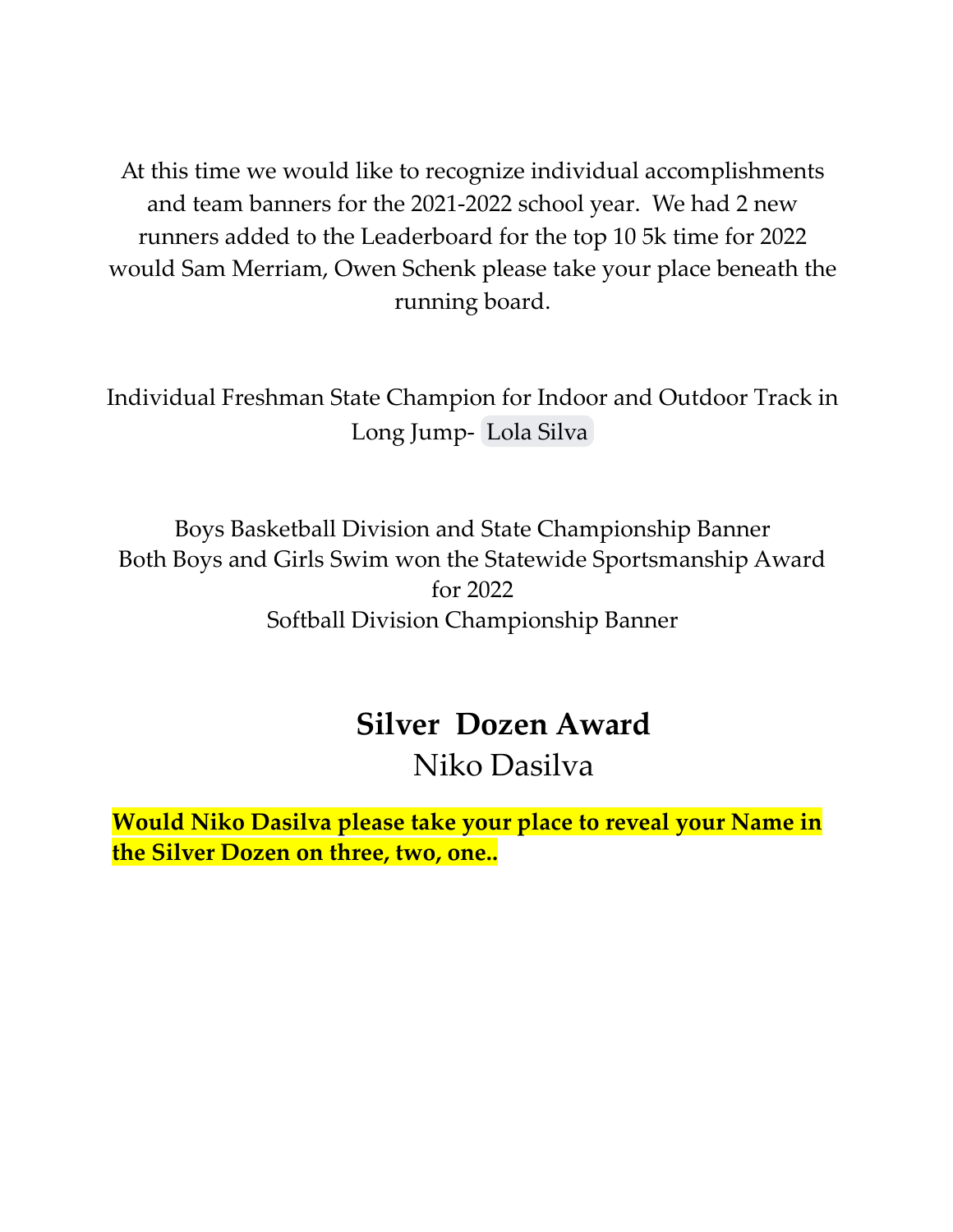At this time we would like to recognize individual accomplishments and team banners for the 2021-2022 school year. We had 2 new runners added to the Leaderboard for the top 10 5k time for 2022 would Sam Merriam, Owen Schenk please take your place beneath the running board.

Individual Freshman State Champion for Indoor and Outdoor Track in Long Jump- Lola Silva

Boys Basketball Division and State Championship Banner
Both Boys and Girls Swim won the Statewide Sportsmanship Award for 2022
Softball Division Championship Banner

## Silver Dozen Award

Niko Dasilva

**Would Niko Dasilva please take your place to reveal your Name in the Silver Dozen on three, two, one..**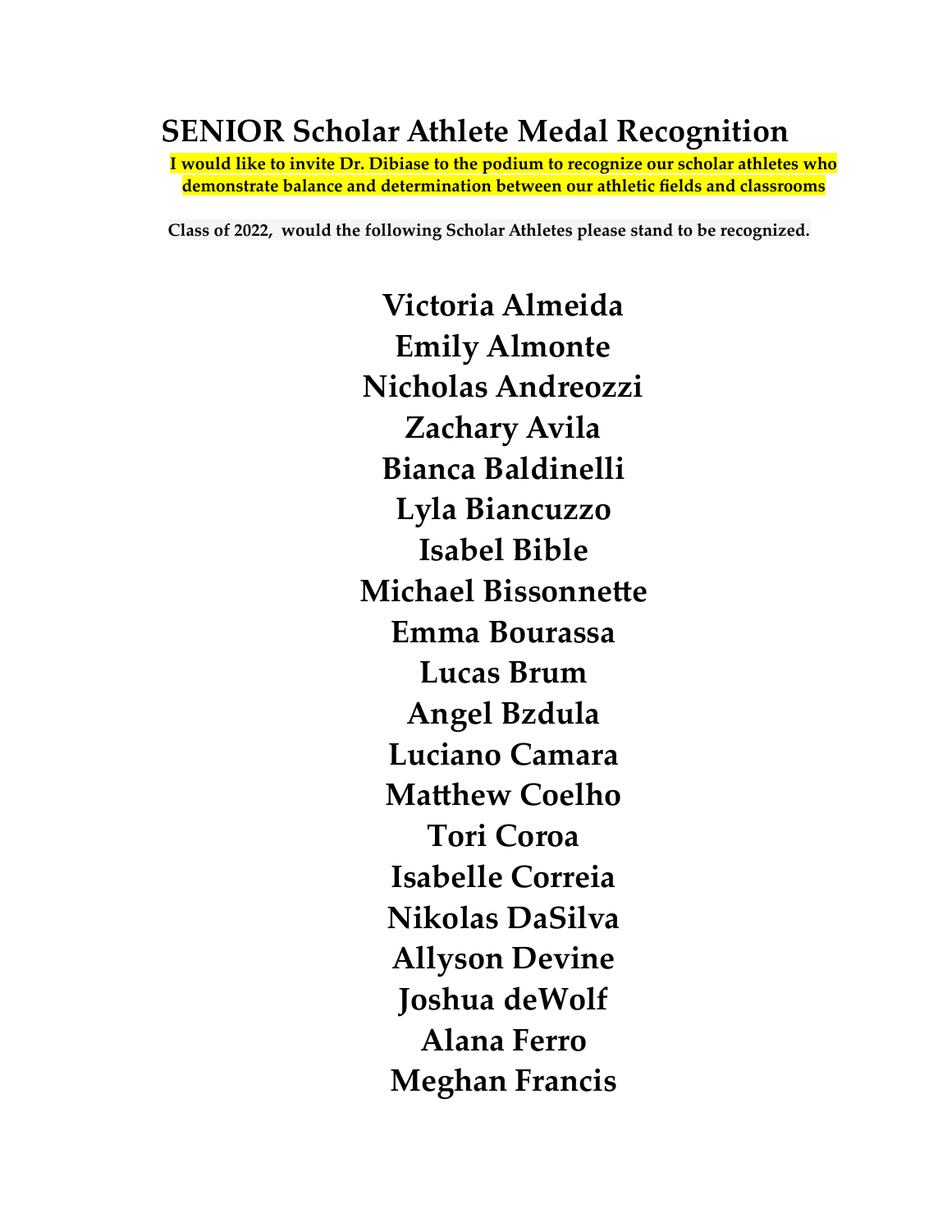# SENIOR Scholar Athlete Medal Recognition

**I would like to invite Dr. Dibiase to the podium to recognize our scholar athletes who demonstrate balance and determination between our athletic fields and classrooms**

**Class of 2022, would the following Scholar Athletes please stand to be recognized.**

**Victoria Almeida**
**Emily Almonte**
**Nicholas Andreozzi**
**Zachary Avila**
**Bianca Baldinelli**
**Lyla Biancuzzo**
**Isabel Bible**
**Michael Bissonnette**
**Emma Bourassa**
**Lucas Brum**
**Angel Bzdula**
**Luciano Camara**
**Matthew Coelho**
**Tori Coroa**
**Isabelle Correia**
**Nikolas DaSilva**
**Allyson Devine**
**Joshua deWolf**
**Alana Ferro**
**Meghan Francis**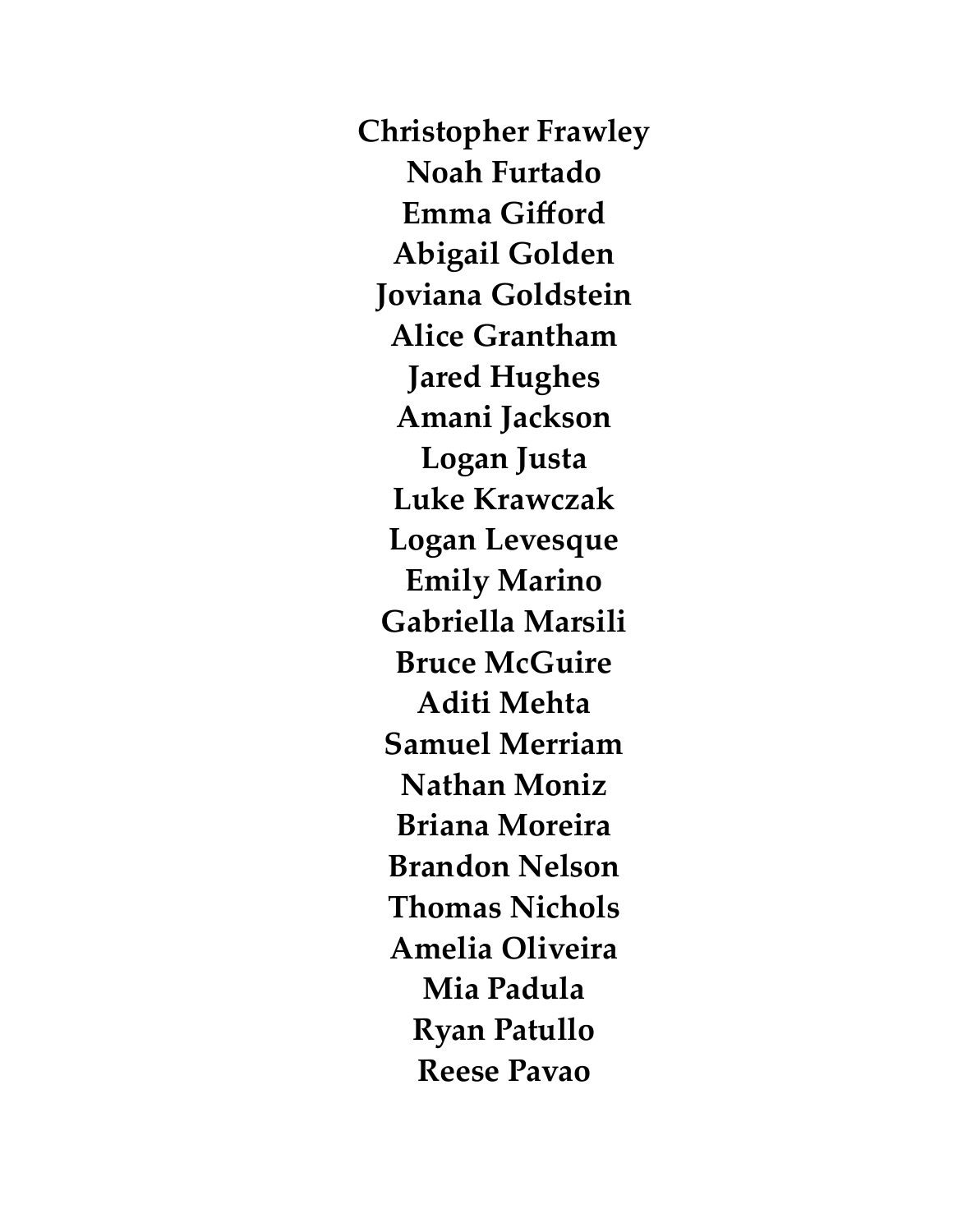**Christopher Frawley**
**Noah Furtado**
**Emma Gifford**
**Abigail Golden**
**Joviana Goldstein**
**Alice Grantham**
**Jared Hughes**
**Amani Jackson**
**Logan Justa**
**Luke Krawczak**
**Logan Levesque**
**Emily Marino**
**Gabriella Marsili**
**Bruce McGuire**
**Aditi Mehta**
**Samuel Merriam**
**Nathan Moniz**
**Briana Moreira**
**Brandon Nelson**
**Thomas Nichols**
**Amelia Oliveira**
**Mia Padula**
**Ryan Patullo**
**Reese Pavao**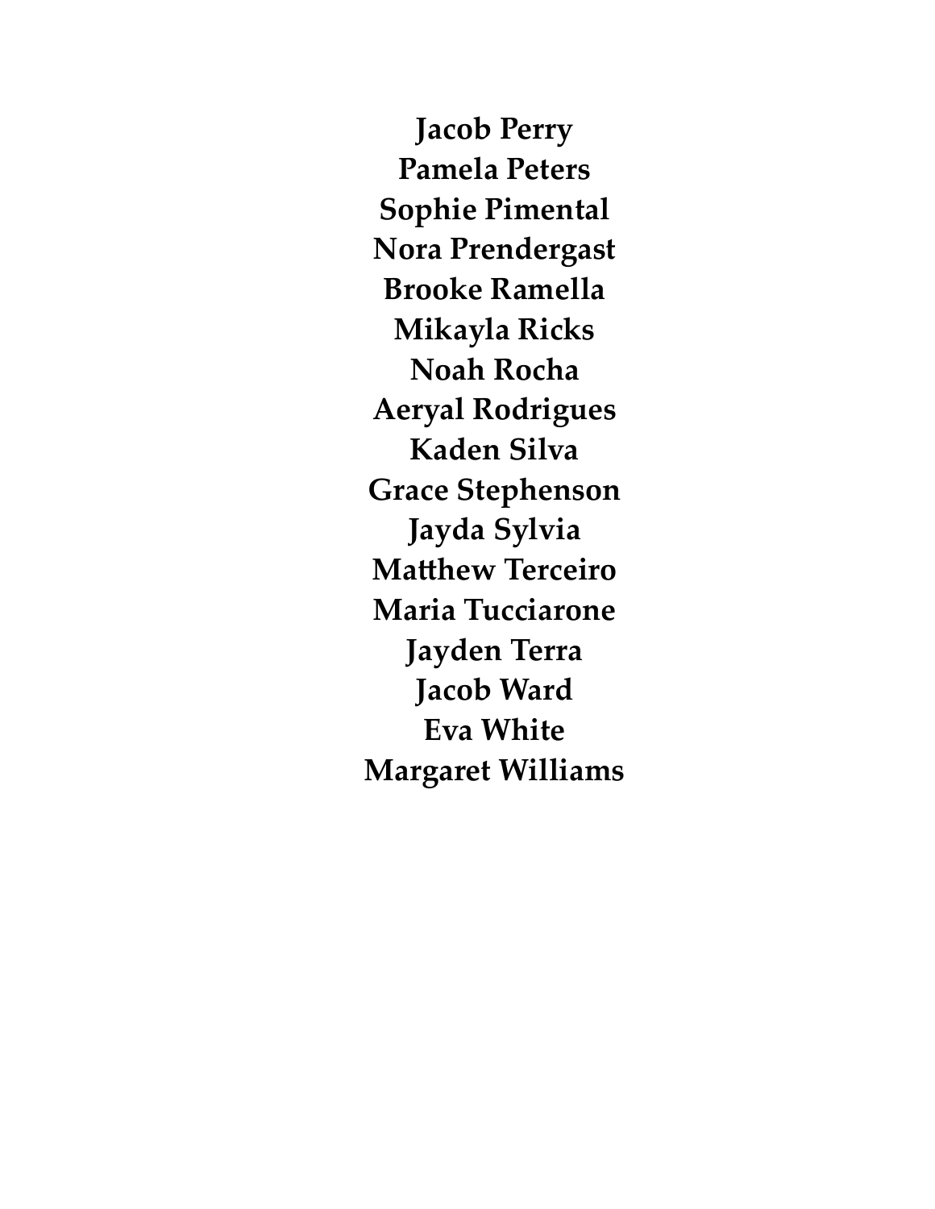**Jacob Perry**
**Pamela Peters**
**Sophie Pimental**
**Nora Prendergast**
**Brooke Ramella**
**Mikayla Ricks**
**Noah Rocha**
**Aeryal Rodrigues**
**Kaden Silva**
**Grace Stephenson**
**Jayda Sylvia**
**Matthew Terceiro**
**Maria Tucciarone**
**Jayden Terra**
**Jacob Ward**
**Eva White**
**Margaret Williams**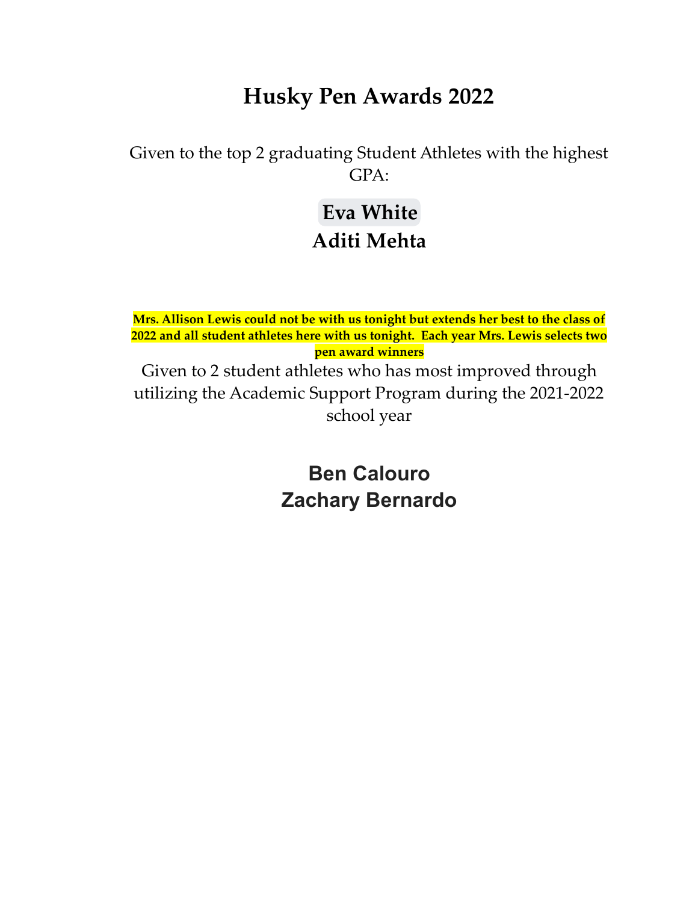# Husky Pen Awards 2022

Given to the top 2 graduating Student Athletes with the highest GPA:

**Eva White**
**Aditi Mehta**

**Mrs. Allison Lewis could not be with us tonight but extends her best to the class of 2022 and all student athletes here with us tonight. Each year Mrs. Lewis selects two pen award winners**

Given to 2 student athletes who has most improved through utilizing the Academic Support Program during the 2021-2022 school year

**Ben Calouro**
**Zachary Bernardo**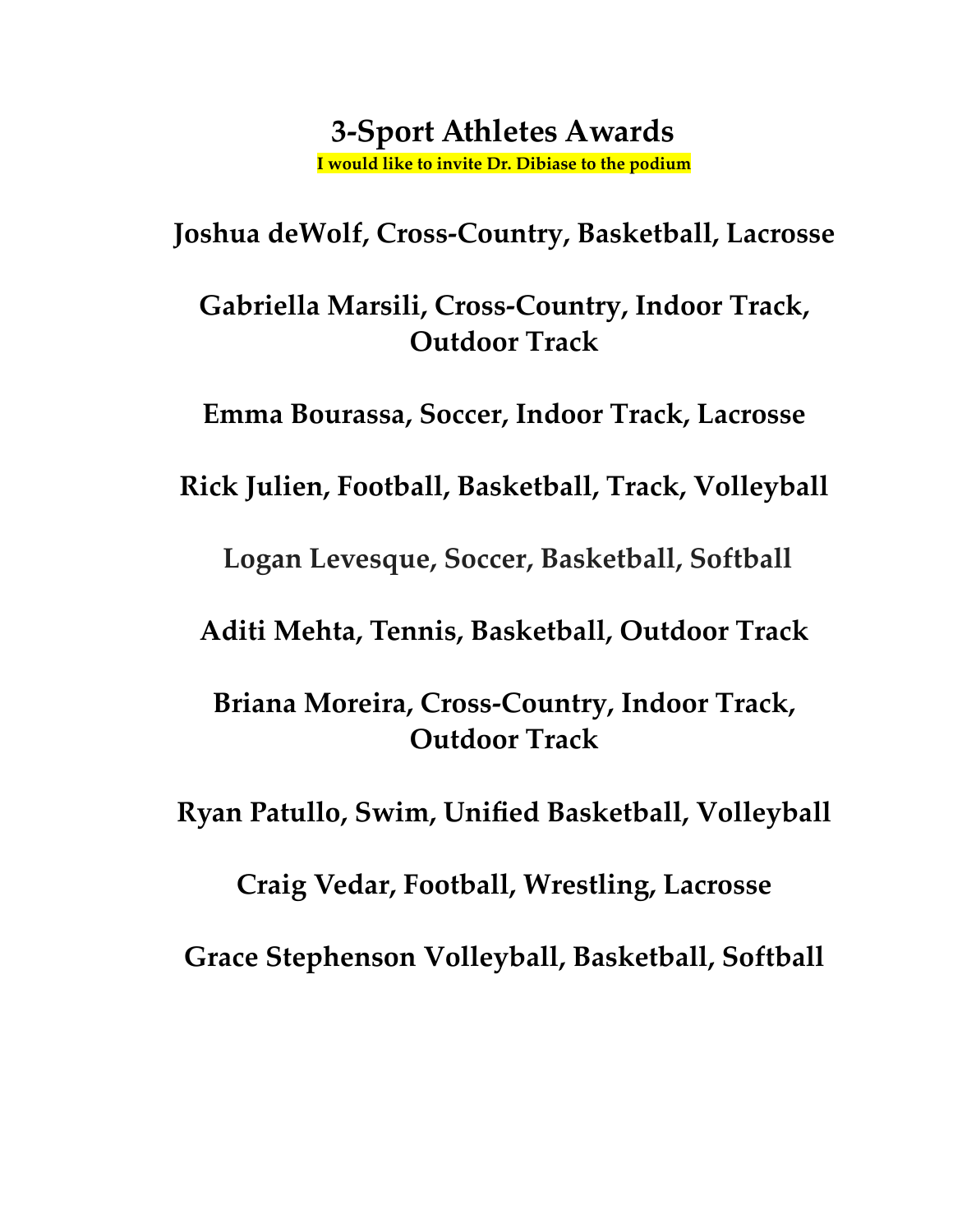# 3-Sport Athletes Awards

**I would like to invite Dr. Dibiase to the podium**

**Joshua deWolf, Cross-Country, Basketball, Lacrosse**

**Gabriella Marsili, Cross-Country, Indoor Track, Outdoor Track**

**Emma Bourassa, Soccer, Indoor Track, Lacrosse**

**Rick Julien, Football, Basketball, Track, Volleyball**

**Logan Levesque, Soccer, Basketball, Softball**

**Aditi Mehta, Tennis, Basketball, Outdoor Track**

**Briana Moreira, Cross-Country, Indoor Track, Outdoor Track**

**Ryan Patullo, Swim, Unified Basketball, Volleyball**

**Craig Vedar, Football, Wrestling, Lacrosse**

**Grace Stephenson Volleyball, Basketball, Softball**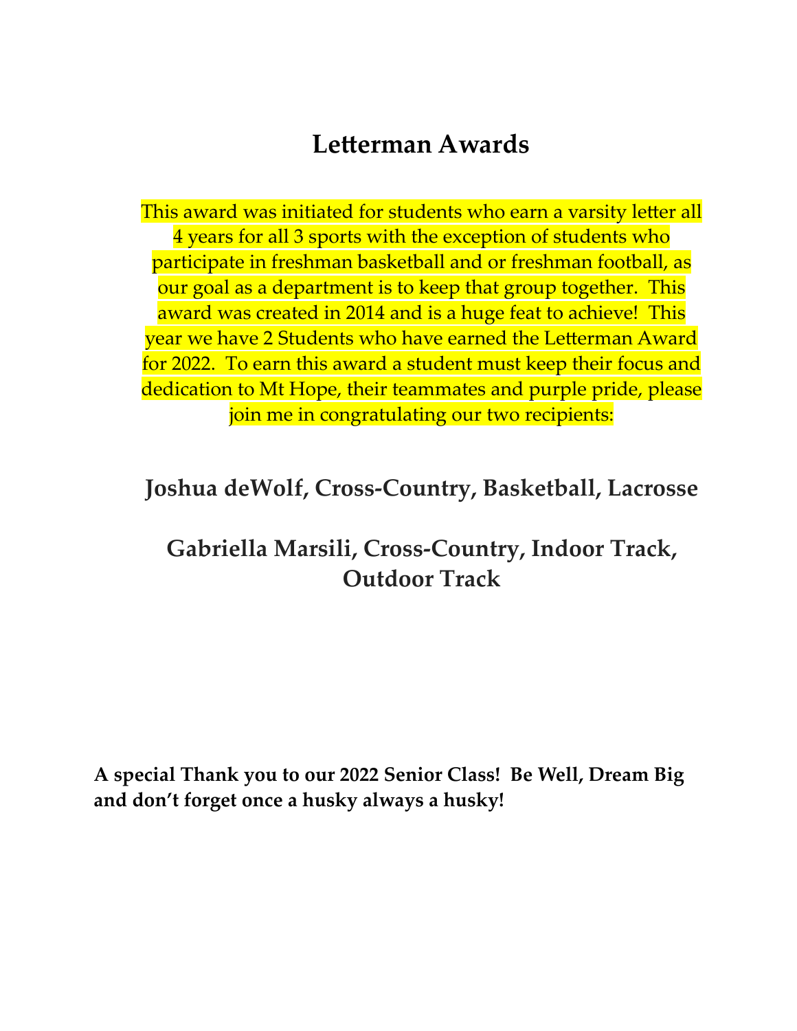# Letterman Awards

This award was initiated for students who earn a varsity letter all 4 years for all 3 sports with the exception of students who participate in freshman basketball and or freshman football, as our goal as a department is to keep that group together. This award was created in 2014 and is a huge feat to achieve! This year we have 2 Students who have earned the Letterman Award for 2022. To earn this award a student must keep their focus and dedication to Mt Hope, their teammates and purple pride, please join me in congratulating our two recipients:

**Joshua deWolf, Cross-Country, Basketball, Lacrosse**

**Gabriella Marsili, Cross-Country, Indoor Track, Outdoor Track**

**A special Thank you to our 2022 Senior Class! Be Well, Dream Big and don't forget once a husky always a husky!**